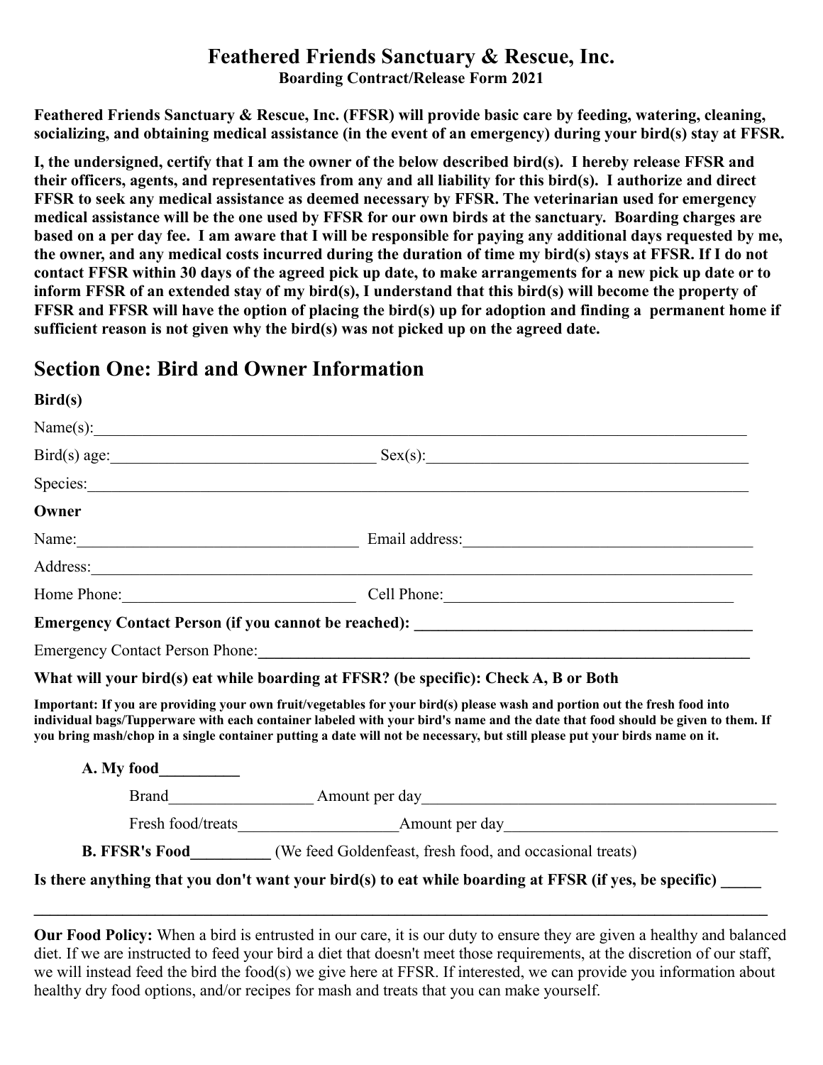# Feathered Friends Sanctuary & Rescue, Inc.

**Boarding Contract/Release Form 2021**

**Feathered Friends Sanctuary & Rescue, Inc. (FFSR) will provide basic care by feeding, watering, cleaning, socializing, and obtaining medical assistance (in the event of an emergency) during your bird(s) stay at FFSR.**

**I, the undersigned, certify that I am the owner of the below described bird(s). I hereby release FFSR and their officers, agents, and representatives from any and all liability for this bird(s). I authorize and direct FFSR to seek any medical assistance as deemed necessary by FFSR. The veterinarian used for emergency medical assistance will be the one used by FFSR for our own birds at the sanctuary. Boarding charges are based on a per day fee. I am aware that I will be responsible for paying any additional days requested by me, the owner, and any medical costs incurred during the duration of time my bird(s) stays at FFSR. If I do not contact FFSR within 30 days of the agreed pick up date, to make arrangements for a new pick up date or to inform FFSR of an extended stay of my bird(s), I understand that this bird(s) will become the property of FFSR and FFSR will have the option of placing the bird(s) up for adoption and finding a permanent home if sufficient reason is not given why the bird(s) was not picked up on the agreed date.**

## Section One: Bird and Owner Information

**Bird(s)**

Name(s):\_\_\_\_\_\_\_\_\_\_\_\_\_\_\_\_\_\_\_\_\_\_\_\_\_\_\_\_\_\_\_\_\_\_\_\_\_\_\_\_

Bird(s) age:\_\_\_\_\_\_\_\_\_\_\_\_\_\_\_\_\_\_\_\_ Sex(s):\_\_\_\_\_\_\_\_\_\_\_\_\_\_\_\_\_\_\_\_

Species:\_\_\_\_\_\_\_\_\_\_\_\_\_\_\_\_\_\_\_\_\_\_\_\_\_\_\_\_\_\_\_\_\_\_\_\_\_\_\_\_

**Owner**

Name:\_\_\_\_\_\_\_\_\_\_\_\_\_\_\_\_\_\_\_\_ Email address:\_\_\_\_\_\_\_\_\_\_\_\_\_\_\_\_\_\_\_\_

Address:\_\_\_\_\_\_\_\_\_\_\_\_\_\_\_\_\_\_\_\_\_\_\_\_\_\_\_\_\_\_\_\_\_\_\_\_\_\_\_\_

Home Phone:\_\_\_\_\_\_\_\_\_\_\_\_\_\_\_\_\_\_\_\_ Cell Phone:\_\_\_\_\_\_\_\_\_\_\_\_\_\_\_\_\_\_\_\_

**Emergency Contact Person (if you cannot be reached): \_\_\_\_\_\_\_\_\_\_\_\_\_\_\_\_\_\_\_\_**

Emergency Contact Person Phone:\_\_\_\_\_\_\_\_\_\_\_\_\_\_\_\_\_\_\_\_

**What will your bird(s) eat while boarding at FFSR? (be specific): Check A, B or Both**

**Important: If you are providing your own fruit/vegetables for your bird(s) please wash and portion out the fresh food into individual bags/Tupperware with each container labeled with your bird's name and the date that food should be given to them. If you bring mash/chop in a single container putting a date will not be necessary, but still please put your birds name on it.**

**A. My food\_\_\_\_\_\_\_\_\_\_**

Brand\_\_\_\_\_\_\_\_\_\_\_\_\_\_\_\_\_\_ Amount per day\_\_\_\_\_\_\_\_\_\_\_\_\_\_\_\_\_\_\_\_

Fresh food/treats\_\_\_\_\_\_\_\_\_\_\_\_\_\_\_\_\_\_ Amount per day\_\_\_\_\_\_\_\_\_\_\_\_\_\_\_\_\_\_\_\_

**B. FFSR's Food\_\_\_\_\_\_\_\_\_\_** (We feed Goldenfeast, fresh food, and occasional treats)

**Is there anything that you don't want your bird(s) to eat while boarding at FFSR (if yes, be specific) \_\_\_\_\_**

\_\_\_\_\_\_\_\_\_\_\_\_\_\_\_\_\_\_\_\_\_\_\_\_\_\_\_\_\_\_\_\_\_\_\_\_\_\_\_\_

**Our Food Policy:** When a bird is entrusted in our care, it is our duty to ensure they are given a healthy and balanced diet. If we are instructed to feed your bird a diet that doesn't meet those requirements, at the discretion of our staff, we will instead feed the bird the food(s) we give here at FFSR. If interested, we can provide you information about healthy dry food options, and/or recipes for mash and treats that you can make yourself.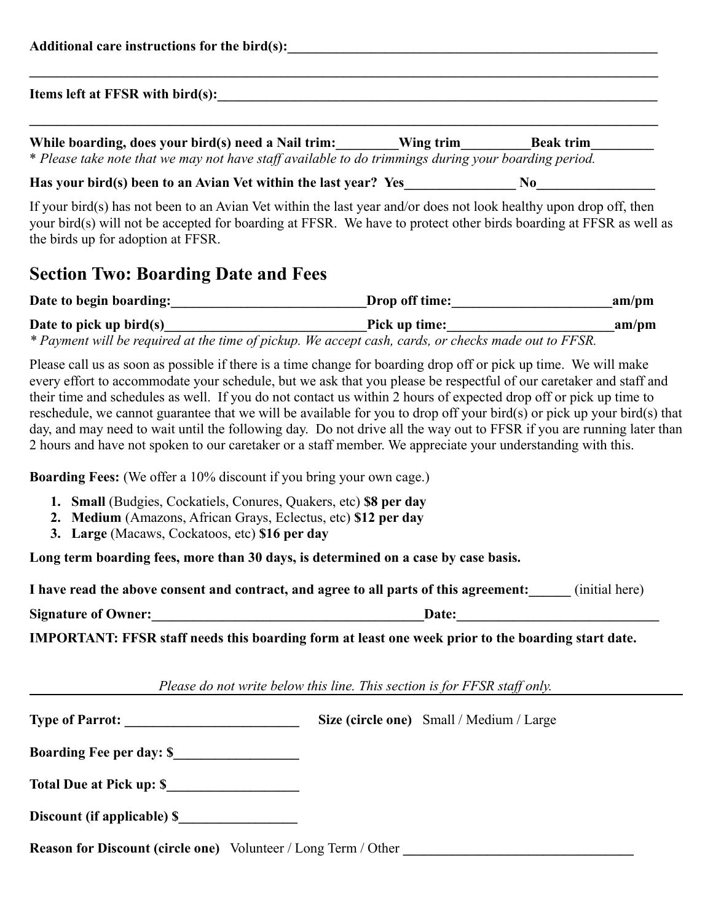**Additional care instructions for the bird(s):**_______________________________________________________

_____________________________________________________________________________________

**Items left at FFSR with bird(s):**_________________________________________________________________

_____________________________________________________________________________________

**While boarding, does your bird(s) need a Nail trim:**_________**Wing trim**__________**Beak trim**_________

\* *Please take note that we may not have staff available to do trimmings during your boarding period.*

**Has your bird(s) been to an Avian Vet within the last year? Yes**________________ **No**_________________

If your bird(s) has not been to an Avian Vet within the last year and/or does not look healthy upon drop off, then your bird(s) will not be accepted for boarding at FFSR. We have to protect other birds boarding at FFSR as well as the birds up for adoption at FFSR.

## Section Two: Boarding Date and Fees

**Date to begin boarding:**____________________________**Drop off time:**_______________________**am/pm**

**Date to pick up bird(s)**_____________________________**Pick up time:**________________________**am/pm**

\* *Payment will be required at the time of pickup. We accept cash, cards, or checks made out to FFSR.*

Please call us as soon as possible if there is a time change for boarding drop off or pick up time. We will make every effort to accommodate your schedule, but we ask that you please be respectful of our caretaker and staff and their time and schedules as well. If you do not contact us within 2 hours of expected drop off or pick up time to reschedule, we cannot guarantee that we will be available for you to drop off your bird(s) or pick up your bird(s) that day, and may need to wait until the following day. Do not drive all the way out to FFSR if you are running later than 2 hours and have not spoken to our caretaker or a staff member. We appreciate your understanding with this.

**Boarding Fees:** (We offer a 10% discount if you bring your own cage.)

1. **Small** (Budgies, Cockatiels, Conures, Quakers, etc) **$8 per day**
2. **Medium** (Amazons, African Grays, Eclectus, etc) **$12 per day**
3. **Large** (Macaws, Cockatoos, etc) **$16 per day**

**Long term boarding fees, more than 30 days, is determined on a case by case basis.**

**I have read the above consent and contract, and agree to all parts of this agreement:**______ (initial here)

**Signature of Owner:**________________________________________**Date:**_____________________________

**IMPORTANT: FFSR staff needs this boarding form at least one week prior to the boarding start date.**

*Please do not write below this line. This section is for FFSR staff only.*

---

**Type of Parrot:** _________________________ **Size (circle one)** Small / Medium / Large

**Boarding Fee per day: $**__________________

**Total Due at Pick up: $**___________________

**Discount (if applicable) $**_________________

**Reason for Discount (circle one)** Volunteer / Long Term / Other __________________________________